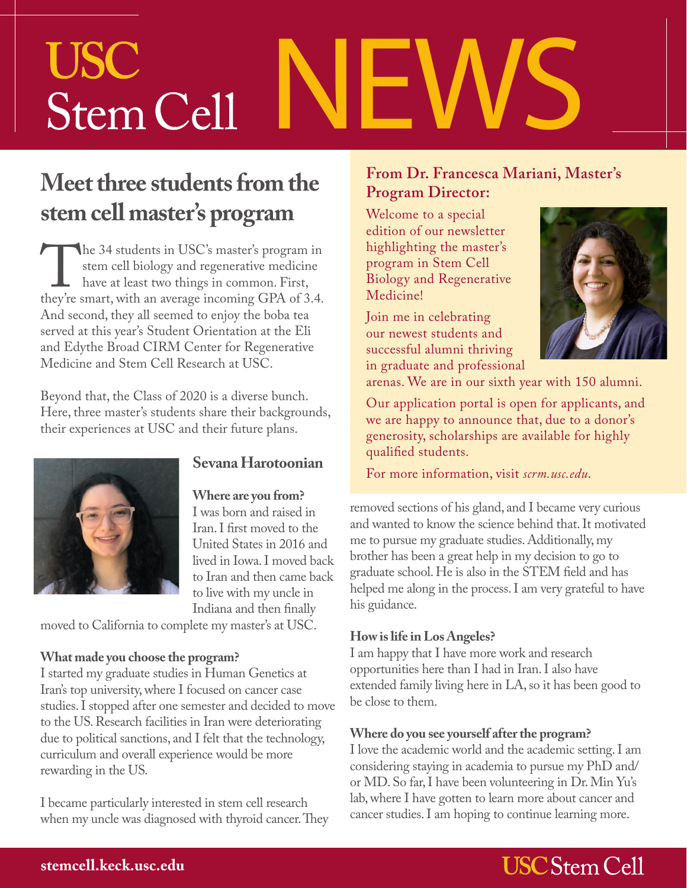# USC Stem Cell NEWS

## Meet three students from the stem cell master's program

The 34 students in USC's master's program in stem cell biology and regenerative medicine have at least two things in common. First, they're smart, with an average incoming GPA of 3.4. And second, they all seemed to enjoy the boba tea served at this year's Student Orientation at the Eli and Edythe Broad CIRM Center for Regenerative Medicine and Stem Cell Research at USC.

Beyond that, the Class of 2020 is a diverse bunch. Here, three master's students share their backgrounds, their experiences at USC and their future plans.

### Sevana Harotoonian

**Where are you from?**
I was born and raised in Iran. I first moved to the United States in 2016 and lived in Iowa. I moved back to Iran and then came back to live with my uncle in Indiana and then finally moved to California to complete my master's at USC.

**What made you choose the program?**
I started my graduate studies in Human Genetics at Iran's top university, where I focused on cancer case studies. I stopped after one semester and decided to move to the US. Research facilities in Iran were deteriorating due to political sanctions, and I felt that the technology, curriculum and overall experience would be more rewarding in the US.

I became particularly interested in stem cell research when my uncle was diagnosed with thyroid cancer. They removed sections of his gland, and I became very curious and wanted to know the science behind that. It motivated me to pursue my graduate studies. Additionally, my brother has been a great help in my decision to go to graduate school. He is also in the STEM field and has helped me along in the process. I am very grateful to have his guidance.

**How is life in Los Angeles?**
I am happy that I have more work and research opportunities here than I had in Iran. I also have extended family living here in LA, so it has been good to be close to them.

**Where do you see yourself after the program?**
I love the academic world and the academic setting. I am considering staying in academia to pursue my PhD and/or MD. So far, I have been volunteering in Dr. Min Yu's lab, where I have gotten to learn more about cancer and cancer studies. I am hoping to continue learning more.

---

**From Dr. Francesca Mariani, Master's Program Director:**

Welcome to a special edition of our newsletter highlighting the master's program in Stem Cell Biology and Regenerative Medicine!

Join me in celebrating our newest students and successful alumni thriving in graduate and professional arenas. We are in our sixth year with 150 alumni.

Our application portal is open for applicants, and we are happy to announce that, due to a donor's generosity, scholarships are available for highly qualified students.

For more information, visit *scrm.usc.edu*.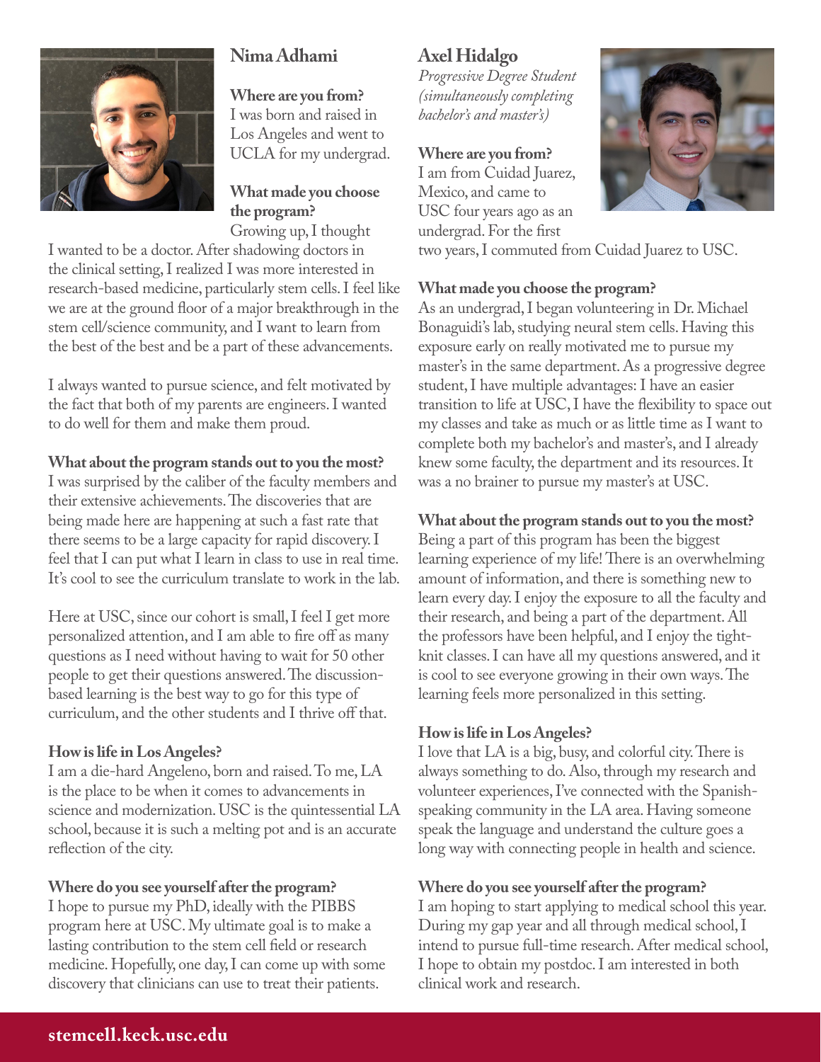## Nima Adhami

**Where are you from?**
I was born and raised in Los Angeles and went to UCLA for my undergrad.

**What made you choose the program?**
Growing up, I thought I wanted to be a doctor. After shadowing doctors in the clinical setting, I realized I was more interested in research-based medicine, particularly stem cells. I feel like we are at the ground floor of a major breakthrough in the stem cell/science community, and I want to learn from the best of the best and be a part of these advancements.

I always wanted to pursue science, and felt motivated by the fact that both of my parents are engineers. I wanted to do well for them and make them proud.

**What about the program stands out to you the most?**
I was surprised by the caliber of the faculty members and their extensive achievements. The discoveries that are being made here are happening at such a fast rate that there seems to be a large capacity for rapid discovery. I feel that I can put what I learn in class to use in real time. It's cool to see the curriculum translate to work in the lab.

Here at USC, since our cohort is small, I feel I get more personalized attention, and I am able to fire off as many questions as I need without having to wait for 50 other people to get their questions answered. The discussion-based learning is the best way to go for this type of curriculum, and the other students and I thrive off that.

**How is life in Los Angeles?**
I am a die-hard Angeleno, born and raised. To me, LA is the place to be when it comes to advancements in science and modernization. USC is the quintessential LA school, because it is such a melting pot and is an accurate reflection of the city.

**Where do you see yourself after the program?**
I hope to pursue my PhD, ideally with the PIBBS program here at USC. My ultimate goal is to make a lasting contribution to the stem cell field or research medicine. Hopefully, one day, I can come up with some discovery that clinicians can use to treat their patients.

## Axel Hidalgo

*Progressive Degree Student (simultaneously completing bachelor's and master's)*

**Where are you from?**
I am from Cuidad Juarez, Mexico, and came to USC four years ago as an undergrad. For the first two years, I commuted from Cuidad Juarez to USC.

**What made you choose the program?**
As an undergrad, I began volunteering in Dr. Michael Bonaguidi's lab, studying neural stem cells. Having this exposure early on really motivated me to pursue my master's in the same department. As a progressive degree student, I have multiple advantages: I have an easier transition to life at USC, I have the flexibility to space out my classes and take as much or as little time as I want to complete both my bachelor's and master's, and I already knew some faculty, the department and its resources. It was a no brainer to pursue my master's at USC.

**What about the program stands out to you the most?**
Being a part of this program has been the biggest learning experience of my life! There is an overwhelming amount of information, and there is something new to learn every day. I enjoy the exposure to all the faculty and their research, and being a part of the department. All the professors have been helpful, and I enjoy the tight-knit classes. I can have all my questions answered, and it is cool to see everyone growing in their own ways. The learning feels more personalized in this setting.

**How is life in Los Angeles?**
I love that LA is a big, busy, and colorful city. There is always something to do. Also, through my research and volunteer experiences, I've connected with the Spanish-speaking community in the LA area. Having someone speak the language and understand the culture goes a long way with connecting people in health and science.

**Where do you see yourself after the program?**
I am hoping to start applying to medical school this year. During my gap year and all through medical school, I intend to pursue full-time research. After medical school, I hope to obtain my postdoc. I am interested in both clinical work and research.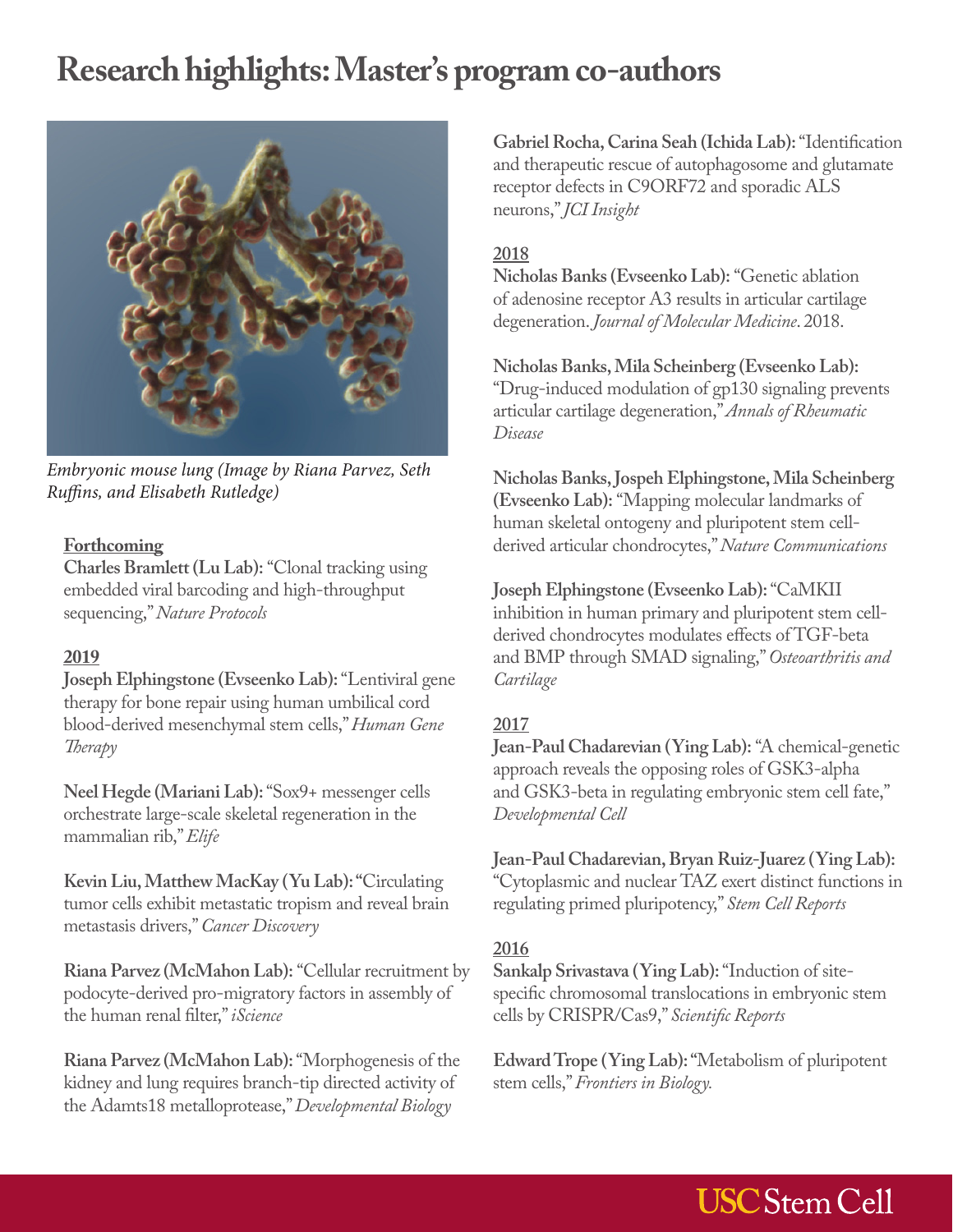# Research highlights: Master's program co-authors

*Embryonic mouse lung (Image by Riana Parvez, Seth Ruffins, and Elisabeth Rutledge)*

**Forthcoming**

**Charles Bramlett (Lu Lab):** "Clonal tracking using embedded viral barcoding and high-throughput sequencing," *Nature Protocols*

**2019**

**Joseph Elphingstone (Evseenko Lab):** "Lentiviral gene therapy for bone repair using human umbilical cord blood-derived mesenchymal stem cells," *Human Gene Therapy*

**Neel Hegde (Mariani Lab):** "Sox9+ messenger cells orchestrate large-scale skeletal regeneration in the mammalian rib," *Elife*

**Kevin Liu, Matthew MacKay (Yu Lab):** "Circulating tumor cells exhibit metastatic tropism and reveal brain metastasis drivers," *Cancer Discovery*

**Riana Parvez (McMahon Lab):** "Cellular recruitment by podocyte-derived pro-migratory factors in assembly of the human renal filter," *iScience*

**Riana Parvez (McMahon Lab):** "Morphogenesis of the kidney and lung requires branch-tip directed activity of the Adamts18 metalloprotease," *Developmental Biology*

**Gabriel Rocha, Carina Seah (Ichida Lab):** "Identification and therapeutic rescue of autophagosome and glutamate receptor defects in C9ORF72 and sporadic ALS neurons," *JCI Insight*

**2018**

**Nicholas Banks (Evseenko Lab):** "Genetic ablation of adenosine receptor A3 results in articular cartilage degeneration. *Journal of Molecular Medicine*. 2018.

**Nicholas Banks, Mila Scheinberg (Evseenko Lab):** "Drug-induced modulation of gp130 signaling prevents articular cartilage degeneration," *Annals of Rheumatic Disease*

**Nicholas Banks, Jospeh Elphingstone, Mila Scheinberg (Evseenko Lab):** "Mapping molecular landmarks of human skeletal ontogeny and pluripotent stem cell-derived articular chondrocytes," *Nature Communications*

**Joseph Elphingstone (Evseenko Lab):** "CaMKII inhibition in human primary and pluripotent stem cell-derived chondrocytes modulates effects of TGF-beta and BMP through SMAD signaling," *Osteoarthritis and Cartilage*

**2017**

**Jean-Paul Chadarevian (Ying Lab):** "A chemical-genetic approach reveals the opposing roles of GSK3-alpha and GSK3-beta in regulating embryonic stem cell fate," *Developmental Cell*

**Jean-Paul Chadarevian, Bryan Ruiz-Juarez (Ying Lab):** "Cytoplasmic and nuclear TAZ exert distinct functions in regulating primed pluripotency," *Stem Cell Reports*

**2016**

**Sankalp Srivastava (Ying Lab):** "Induction of site-specific chromosomal translocations in embryonic stem cells by CRISPR/Cas9," *Scientific Reports*

**Edward Trope (Ying Lab):** "Metabolism of pluripotent stem cells," *Frontiers in Biology.*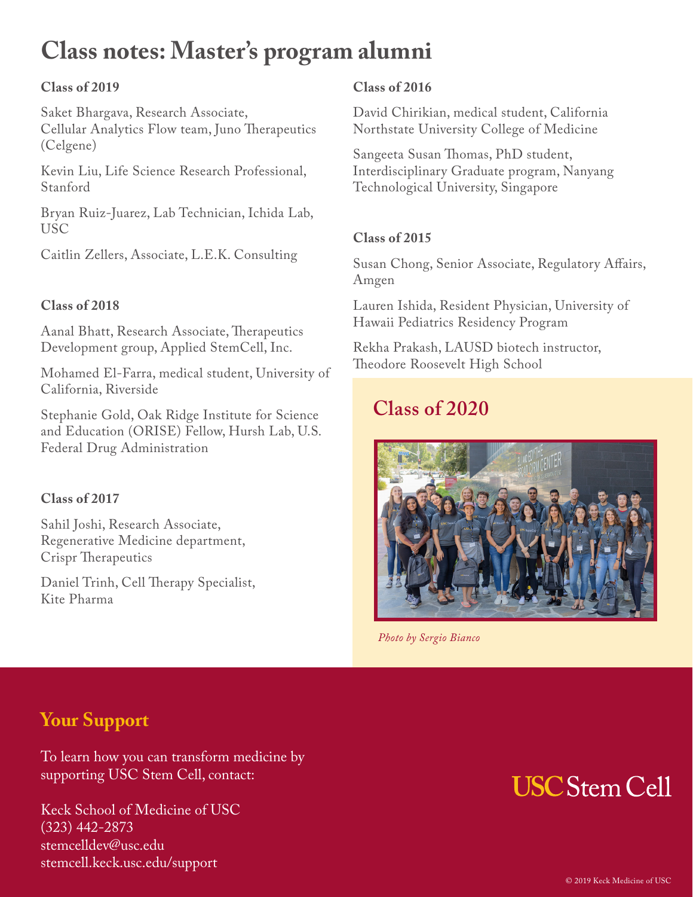# Class notes: Master's program alumni

### Class of 2019

Saket Bhargava, Research Associate, Cellular Analytics Flow team, Juno Therapeutics (Celgene)

Kevin Liu, Life Science Research Professional, Stanford

Bryan Ruiz-Juarez, Lab Technician, Ichida Lab, USC

Caitlin Zellers, Associate, L.E.K. Consulting

### Class of 2018

Aanal Bhatt, Research Associate, Therapeutics Development group, Applied StemCell, Inc.

Mohamed El-Farra, medical student, University of California, Riverside

Stephanie Gold, Oak Ridge Institute for Science and Education (ORISE) Fellow, Hursh Lab, U.S. Federal Drug Administration

### Class of 2017

Sahil Joshi, Research Associate, Regenerative Medicine department, Crispr Therapeutics

Daniel Trinh, Cell Therapy Specialist, Kite Pharma

### Class of 2016

David Chirikian, medical student, California Northstate University College of Medicine

Sangeeta Susan Thomas, PhD student, Interdisciplinary Graduate program, Nanyang Technological University, Singapore

### Class of 2015

Susan Chong, Senior Associate, Regulatory Affairs, Amgen

Lauren Ishida, Resident Physician, University of Hawaii Pediatrics Residency Program

Rekha Prakash, LAUSD biotech instructor, Theodore Roosevelt High School

## Class of 2020

*Photo by Sergio Bianco*

## Your Support

To learn how you can transform medicine by supporting USC Stem Cell, contact:

Keck School of Medicine of USC
(323) 442-2873
stemcelldev@usc.edu
stemcell.keck.usc.edu/support

USC Stem Cell

© 2019 Keck Medicine of USC